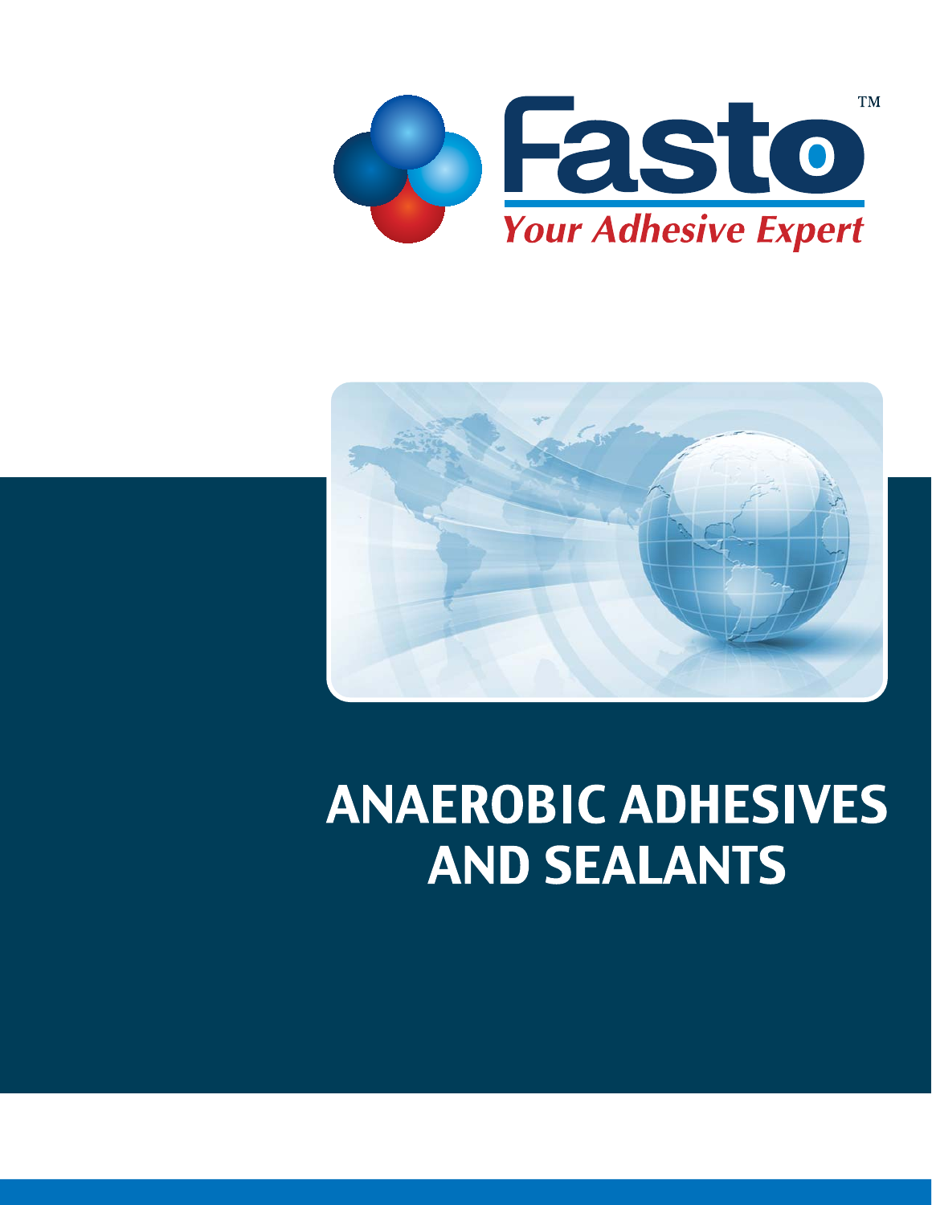Fasto™

*Your Adhesive Expert*

# ANAEROBIC ADHESIVES AND SEALANTS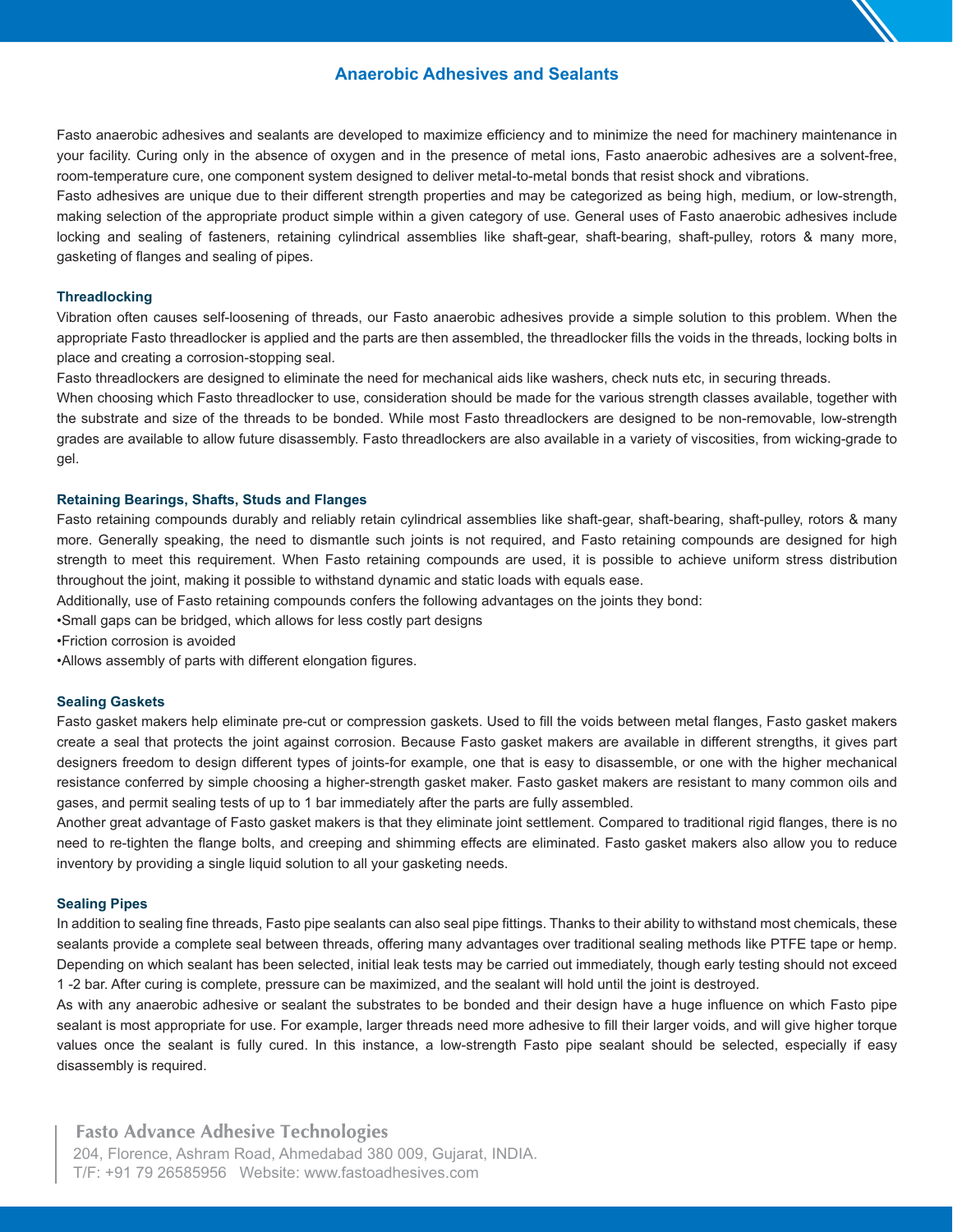## Anaerobic Adhesives and Sealants

Fasto anaerobic adhesives and sealants are developed to maximize efficiency and to minimize the need for machinery maintenance in your facility. Curing only in the absence of oxygen and in the presence of metal ions, Fasto anaerobic adhesives are a solvent-free, room-temperature cure, one component system designed to deliver metal-to-metal bonds that resist shock and vibrations.

Fasto adhesives are unique due to their different strength properties and may be categorized as being high, medium, or low-strength, making selection of the appropriate product simple within a given category of use. General uses of Fasto anaerobic adhesives include locking and sealing of fasteners, retaining cylindrical assemblies like shaft-gear, shaft-bearing, shaft-pulley, rotors & many more, gasketing of flanges and sealing of pipes.

### Threadlocking

Vibration often causes self-loosening of threads, our Fasto anaerobic adhesives provide a simple solution to this problem. When the appropriate Fasto threadlocker is applied and the parts are then assembled, the threadlocker fills the voids in the threads, locking bolts in place and creating a corrosion-stopping seal.

Fasto threadlockers are designed to eliminate the need for mechanical aids like washers, check nuts etc, in securing threads.

When choosing which Fasto threadlocker to use, consideration should be made for the various strength classes available, together with the substrate and size of the threads to be bonded. While most Fasto threadlockers are designed to be non-removable, low-strength grades are available to allow future disassembly. Fasto threadlockers are also available in a variety of viscosities, from wicking-grade to gel.

### Retaining Bearings, Shafts, Studs and Flanges

Fasto retaining compounds durably and reliably retain cylindrical assemblies like shaft-gear, shaft-bearing, shaft-pulley, rotors & many more. Generally speaking, the need to dismantle such joints is not required, and Fasto retaining compounds are designed for high strength to meet this requirement. When Fasto retaining compounds are used, it is possible to achieve uniform stress distribution throughout the joint, making it possible to withstand dynamic and static loads with equals ease.

Additionally, use of Fasto retaining compounds confers the following advantages on the joints they bond:

- Small gaps can be bridged, which allows for less costly part designs
- Friction corrosion is avoided
- Allows assembly of parts with different elongation figures.

### Sealing Gaskets

Fasto gasket makers help eliminate pre-cut or compression gaskets. Used to fill the voids between metal flanges, Fasto gasket makers create a seal that protects the joint against corrosion. Because Fasto gasket makers are available in different strengths, it gives part designers freedom to design different types of joints-for example, one that is easy to disassemble, or one with the higher mechanical resistance conferred by simple choosing a higher-strength gasket maker. Fasto gasket makers are resistant to many common oils and gases, and permit sealing tests of up to 1 bar immediately after the parts are fully assembled.

Another great advantage of Fasto gasket makers is that they eliminate joint settlement. Compared to traditional rigid flanges, there is no need to re-tighten the flange bolts, and creeping and shimming effects are eliminated. Fasto gasket makers also allow you to reduce inventory by providing a single liquid solution to all your gasketing needs.

### Sealing Pipes

In addition to sealing fine threads, Fasto pipe sealants can also seal pipe fittings. Thanks to their ability to withstand most chemicals, these sealants provide a complete seal between threads, offering many advantages over traditional sealing methods like PTFE tape or hemp. Depending on which sealant has been selected, initial leak tests may be carried out immediately, though early testing should not exceed 1 -2 bar. After curing is complete, pressure can be maximized, and the sealant will hold until the joint is destroyed.

As with any anaerobic adhesive or sealant the substrates to be bonded and their design have a huge influence on which Fasto pipe sealant is most appropriate for use. For example, larger threads need more adhesive to fill their larger voids, and will give higher torque values once the sealant is fully cured. In this instance, a low-strength Fasto pipe sealant should be selected, especially if easy disassembly is required.

**Fasto Advance Adhesive Technologies**
204, Florence, Ashram Road, Ahmedabad 380 009, Gujarat, INDIA.
T/F: +91 79 26585956 Website: www.fastoadhesives.com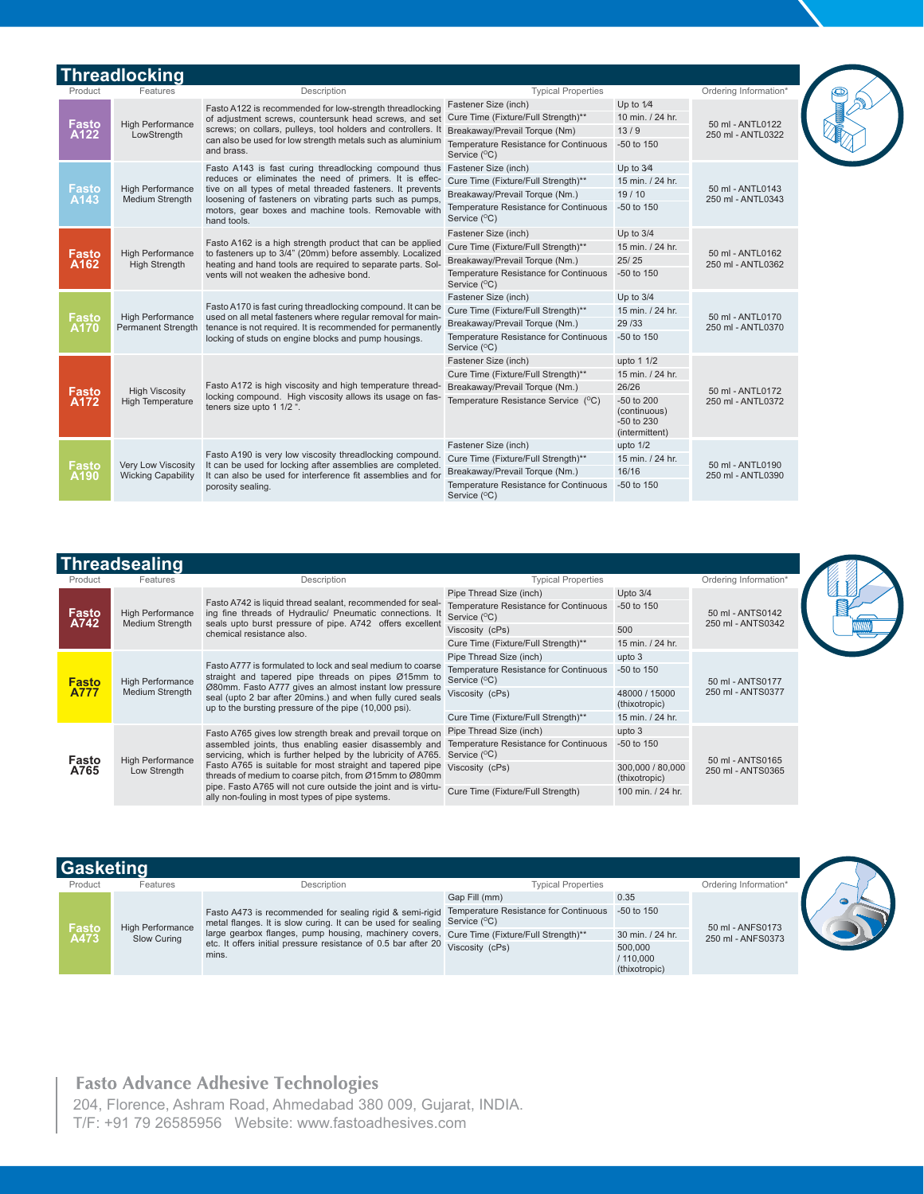## Threadlocking

| Product | Features | Description | Typical Properties | | Ordering Information* |
|---|---|---|---|---|---|
| **Fasto A122** | High Performance LowStrength | Fasto A122 is recommended for low-strength threadlocking of adjustment screws, countersunk head screws, and set screws; on collars, pulleys, tool holders and controllers. It can also be used for low strength metals such as aluminium and brass. | Fastener Size (inch) | Up to 1⁄4 | 50 ml - ANTL0122<br>250 ml - ANTL0322 |
| | | | Cure Time (Fixture/Full Strength)** | 10 min. / 24 hr. | |
| | | | Breakaway/Prevail Torque (Nm) | 13 / 9 | |
| | | | Temperature Resistance for Continuous Service (°C) | -50 to 150 | |
| **Fasto A143** | High Performance Medium Strength | Fasto A143 is fast curing threadlocking compound thus reduces or eliminates the need of primers. It is effective on all types of metal threaded fasteners. It prevents loosening of fasteners on vibrating parts such as pumps, motors, gear boxes and machine tools. Removable with hand tools. | Fastener Size (inch) | Up to 3⁄4 | 50 ml - ANTL0143<br>250 ml - ANTL0343 |
| | | | Cure Time (Fixture/Full Strength)** | 15 min. / 24 hr. | |
| | | | Breakaway/Prevail Torque (Nm.) | 19 / 10 | |
| | | | Temperature Resistance for Continuous Service (°C) | -50 to 150 | |
| **Fasto A162** | High Performance High Strength | Fasto A162 is a high strength product that can be applied to fasteners up to 3/4" (20mm) before assembly. Localized heating and hand tools are required to separate parts. Solvents will not weaken the adhesive bond. | Fastener Size (inch) | Up to 3/4 | 50 ml - ANTL0162<br>250 ml - ANTL0362 |
| | | | Cure Time (Fixture/Full Strength)** | 15 min. / 24 hr. | |
| | | | Breakaway/Prevail Torque (Nm.) | 25/ 25 | |
| | | | Temperature Resistance for Continuous Service (°C) | -50 to 150 | |
| **Fasto A170** | High Performance Permanent Strength | Fasto A170 is fast curing threadlocking compound. It can be used on all metal fasteners where regular removal for maintenance is not required. It is recommended for permanently locking of studs on engine blocks and pump housings. | Fastener Size (inch) | Up to 3/4 | 50 ml - ANTL0170<br>250 ml - ANTL0370 |
| | | | Cure Time (Fixture/Full Strength)** | 15 min. / 24 hr. | |
| | | | Breakaway/Prevail Torque (Nm.) | 29 /33 | |
| | | | Temperature Resistance for Continuous Service (°C) | -50 to 150 | |
| **Fasto A172** | High Viscosity High Temperature | Fasto A172 is high viscosity and high temperature threadlocking compound. High viscosity allows its usage on fasteners size upto 1 1/2 ". | Fastener Size (inch) | upto 1 1/2 | 50 ml - ANTL0172<br>250 ml - ANTL0372 |
| | | | Cure Time (Fixture/Full Strength)** | 15 min. / 24 hr. | |
| | | | Breakaway/Prevail Torque (Nm.) | 26/26 | |
| | | | Temperature Resistance Service (°C) | -50 to 200 (continuous)<br>-50 to 230 (intermittent) | |
| **Fasto A190** | Very Low Viscosity Wicking Capability | Fasto A190 is very low viscosity threadlocking compound. It can be used for locking after assemblies are completed. It can also be used for interference fit assemblies and for porosity sealing. | Fastener Size (inch) | upto 1/2 | 50 ml - ANTL0190<br>250 ml - ANTL0390 |
| | | | Cure Time (Fixture/Full Strength)** | 15 min. / 24 hr. | |
| | | | Breakaway/Prevail Torque (Nm.) | 16/16 | |
| | | | Temperature Resistance for Continuous Service (°C) | -50 to 150 | |

## Threadsealing

| Product | Features | Description | Typical Properties | | Ordering Information* |
|---|---|---|---|---|---|
| **Fasto A742** | High Performance Medium Strength | Fasto A742 is liquid thread sealant, recommended for sealing fine threads of Hydraulic/ Pneumatic connections. It seals upto burst pressure of pipe. A742 offers excellent chemical resistance also. | Pipe Thread Size (inch) | Upto 3/4 | 50 ml - ANTS0142<br>250 ml - ANTS0342 |
| | | | Temperature Resistance for Continuous Service (°C) | -50 to 150 | |
| | | | Viscosity (cPs) | 500 | |
| | | | Cure Time (Fixture/Full Strength)** | 15 min. / 24 hr. | |
| **Fasto A777** | High Performance Medium Strength | Fasto A777 is formulated to lock and seal medium to coarse straight and tapered pipe threads on pipes Ø15mm to Ø80mm. Fasto A777 gives an almost instant low pressure seal (upto 2 bar after 20mins.) and when fully cured seals up to the bursting pressure of the pipe (10,000 psi). | Pipe Thread Size (inch) | upto 3 | 50 ml - ANTS0177<br>250 ml - ANTS0377 |
| | | | Temperature Resistance for Continuous Service (°C) | -50 to 150 | |
| | | | Viscosity (cPs) | 48000 / 15000 (thixotropic) | |
| | | | Cure Time (Fixture/Full Strength)** | 15 min. / 24 hr. | |
| **Fasto A765** | High Performance Low Strength | Fasto A765 gives low strength break and prevail torque on assembled joints, thus enabling easier disassembly and servicing, which is further helped by the lubricity of A765. Fasto A765 is suitable for most straight and tapered pipe threads of medium to coarse pitch, from Ø15mm to Ø80mm pipe. Fasto A765 will not cure outside the joint and is virtually non-fouling in most types of pipe systems. | Pipe Thread Size (inch) | upto 3 | 50 ml - ANTS0165<br>250 ml - ANTS0365 |
| | | | Temperature Resistance for Continuous Service (°C) | -50 to 150 | |
| | | | Viscosity (cPs) | 300,000 / 80,000 (thixotropic) | |
| | | | Cure Time (Fixture/Full Strength) | 100 min. / 24 hr. | |

## Gasketing

| Product | Features | Description | Typical Properties | | Ordering Information* |
|---|---|---|---|---|---|
| **Fasto A473** | High Performance Slow Curing | Fasto A473 is recommended for sealing rigid & semi-rigid metal flanges. It is slow curing. It can be used for sealing large gearbox flanges, pump housing, machinery covers, etc. It offers initial pressure resistance of 0.5 bar after 20 mins. | Gap Fill (mm) | 0.35 | 50 ml - ANFS0173<br>250 ml - ANFS0373 |
| | | | Temperature Resistance for Continuous Service (°C) | -50 to 150 | |
| | | | Cure Time (Fixture/Full Strength)** | 30 min. / 24 hr. | |
| | | | Viscosity (cPs) | 500,000 / 110,000 (thixotropic) | |

**Fasto Advance Adhesive Technologies**
204, Florence, Ashram Road, Ahmedabad 380 009, Gujarat, INDIA.
T/F: +91 79 26585956 Website: www.fastoadhesives.com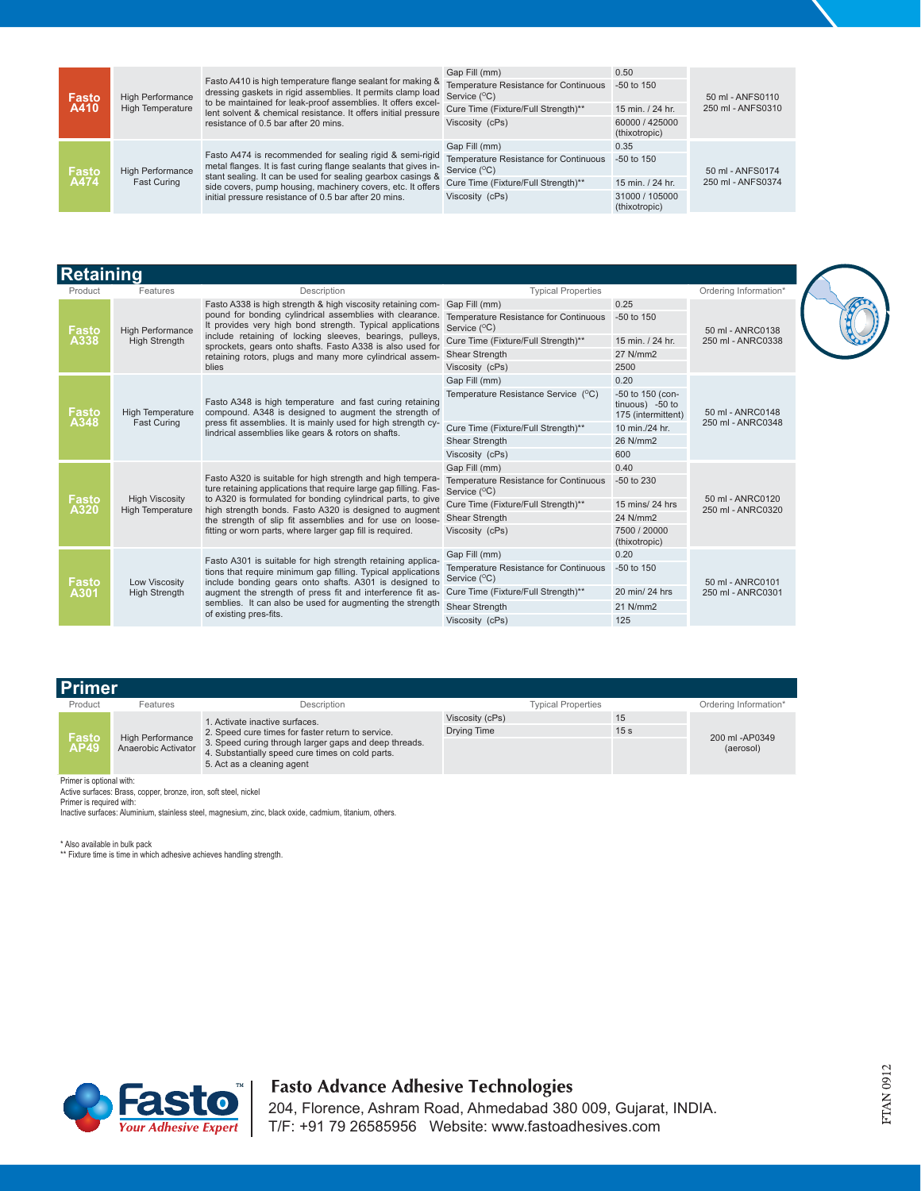| Product | Features | Description | Typical Properties | | Ordering Information* |
|---|---|---|---|---|---|
| Fasto A410 | High Performance High Temperature | Fasto A410 is high temperature flange sealant for making & dressing gaskets in rigid assemblies. It permits clamp load to be maintained for leak-proof assemblies. It offers excellent solvent & chemical resistance. It offers initial pressure resistance of 0.5 bar after 20 mins. | Gap Fill (mm) | 0.50 | 50 ml - ANFS0110<br>250 ml - ANFS0310 |
| | | | Temperature Resistance for Continuous Service (°C) | -50 to 150 | |
| | | | Cure Time (Fixture/Full Strength)** | 15 min. / 24 hr. | |
| | | | Viscosity (cPs) | 60000 / 425000 (thixotropic) | |
| Fasto A474 | High Performance Fast Curing | Fasto A474 is recommended for sealing rigid & semi-rigid metal flanges. It is fast curing flange sealants that gives instant sealing. It can be used for sealing gearbox casings & side covers, pump housing, machinery covers, etc. It offers initial pressure resistance of 0.5 bar after 20 mins. | Gap Fill (mm) | 0.35 | 50 ml - ANFS0174<br>250 ml - ANFS0374 |
| | | | Temperature Resistance for Continuous Service (°C) | -50 to 150 | |
| | | | Cure Time (Fixture/Full Strength)** | 15 min. / 24 hr. | |
| | | | Viscosity (cPs) | 31000 / 105000 (thixotropic) | |

## Retaining

| Product | Features | Description | Typical Properties | | Ordering Information* |
|---|---|---|---|---|---|
| Fasto A338 | High Performance High Strength | Fasto A338 is high strength & high viscosity retaining compound for bonding cylindrical assemblies with clearance. It provides very high bond strength. Typical applications include retaining of locking sleeves, bearings, pulleys, sprockets, gears onto shafts. Fasto A338 is also used for retaining rotors, plugs and many more cylindrical assemblies | Gap Fill (mm) | 0.25 | 50 ml - ANRC0138<br>250 ml - ANRC0338 |
| | | | Temperature Resistance for Continuous Service (°C) | -50 to 150 | |
| | | | Cure Time (Fixture/Full Strength)** | 15 min. / 24 hr. | |
| | | | Shear Strength | 27 N/mm2 | |
| | | | Viscosity (cPs) | 2500 | |
| Fasto A348 | High Temperature Fast Curing | Fasto A348 is high temperature and fast curing retaining compound. A348 is designed to augment the strength of press fit assemblies. It is mainly used for high strength cylindrical assemblies like gears & rotors on shafts. | Gap Fill (mm) | 0.20 | 50 ml - ANRC0148<br>250 ml - ANRC0348 |
| | | | Temperature Resistance Service (°C) | -50 to 150 (continuous) -50 to 175 (intermittent) | |
| | | | Cure Time (Fixture/Full Strength)** | 10 min./24 hr. | |
| | | | Shear Strength | 26 N/mm2 | |
| | | | Viscosity (cPs) | 600 | |
| Fasto A320 | High Viscosity High Temperature | Fasto A320 is suitable for high strength and high temperature retaining applications that require large gap filling. Fasto A320 is formulated for bonding cylindrical parts, to give high strength bonds. Fasto A320 is designed to augment the strength of slip fit assemblies and for use on loose-fitting or worn parts, where larger gap fill is required. | Gap Fill (mm) | 0.40 | 50 ml - ANRC0120<br>250 ml - ANRC0320 |
| | | | Temperature Resistance for Continuous Service (°C) | -50 to 230 | |
| | | | Cure Time (Fixture/Full Strength)** | 15 mins/ 24 hrs | |
| | | | Shear Strength | 24 N/mm2 | |
| | | | Viscosity (cPs) | 7500 / 20000 (thixotropic) | |
| Fasto A301 | Low Viscosity High Strength | Fasto A301 is suitable for high strength retaining applications that require minimum gap filling. Typical applications include bonding gears onto shafts. A301 is designed to augment the strength of press fit and interference fit assemblies. It can also be used for augmenting the strength of existing pres-fits. | Gap Fill (mm) | 0.20 | 50 ml - ANRC0101<br>250 ml - ANRC0301 |
| | | | Temperature Resistance for Continuous Service (°C) | -50 to 150 | |
| | | | Cure Time (Fixture/Full Strength)** | 20 min/ 24 hrs | |
| | | | Shear Strength | 21 N/mm2 | |
| | | | Viscosity (cPs) | 125 | |

## Primer

| Product | Features | Description | Typical Properties | | Ordering Information* |
|---|---|---|---|---|---|
| Fasto AP49 | High Performance Anaerobic Activator | 1. Activate inactive surfaces.<br>2. Speed cure times for faster return to service.<br>3. Speed curing through larger gaps and deep threads.<br>4. Substantially speed cure times on cold parts.<br>5. Act as a cleaning agent | Viscosity (cPs) | 15 | 200 ml -AP0349 (aerosol) |
| | | | Drying Time | 15 s | |

Primer is optional with:
Active surfaces: Brass, copper, bronze, iron, soft steel, nickel
Primer is required with:
Inactive surfaces: Aluminium, stainless steel, magnesium, zinc, black oxide, cadmium, titanium, others.

\* Also available in bulk pack
\** Fixture time is time in which adhesive achieves handling strength.

Fasto™ *Your Adhesive Expert*

**Fasto Advance Adhesive Technologies**
204, Florence, Ashram Road, Ahmedabad 380 009, Gujarat, INDIA.
T/F: +91 79 26585956 Website: www.fastoadhesives.com

FTAN 0912